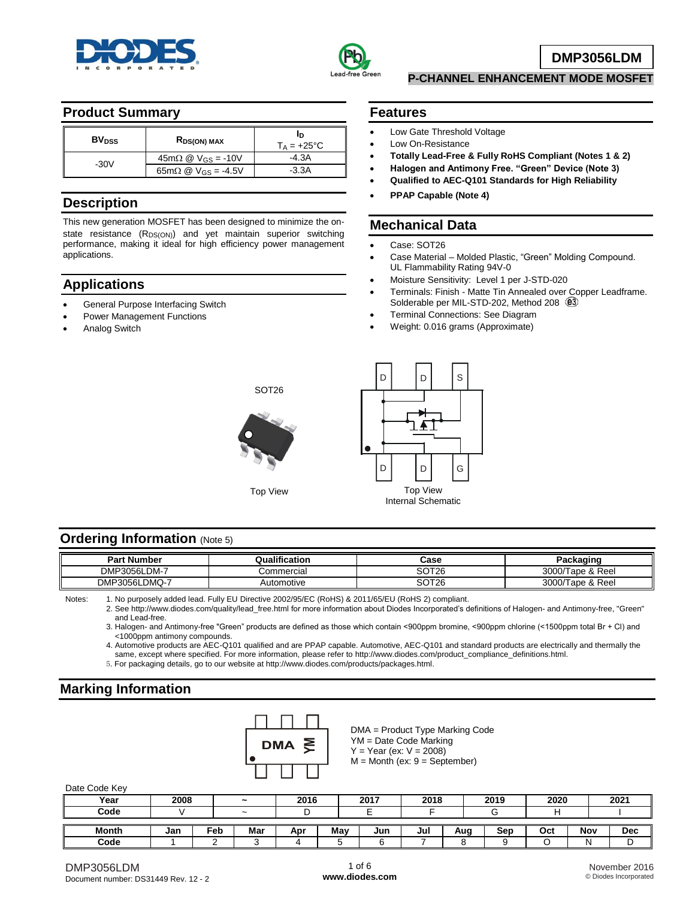# DMP3056LDM

**P-CHANNEL ENHANCEMENT MODE MOSFET**

## Product Summary

| $BV_{DSS}$ | $R_{DS(ON)}$ max | $I_D$ $T_A$ = +25°C |
|---|---|---|
| -30V | 45mΩ @ $V_{GS}$ = -10V | -4.3A |
| | 65mΩ @ $V_{GS}$ = -4.5V | -3.3A |

## Description

This new generation MOSFET has been designed to minimize the on-state resistance ($R_{DS(ON)}$) and yet maintain superior switching performance, making it ideal for high efficiency power management applications.

## Applications

- General Purpose Interfacing Switch
- Power Management Functions
- Analog Switch

## Features

- Low Gate Threshold Voltage
- Low On-Resistance
- **Totally Lead-Free & Fully RoHS Compliant (Notes 1 & 2)**
- **Halogen and Antimony Free. "Green" Device (Note 3)**
- **Qualified to AEC-Q101 Standards for High Reliability**
- **PPAP Capable (Note 4)**

## Mechanical Data

- Case: SOT26
- Case Material – Molded Plastic, "Green" Molding Compound. UL Flammability Rating 94V-0
- Moisture Sensitivity: Level 1 per J-STD-020
- Terminals: Finish - Matte Tin Annealed over Copper Leadframe. Solderable per MIL-STD-202, Method 208 (e3)
- Terminal Connections: See Diagram
- Weight: 0.016 grams (Approximate)

SOT26

Top View

D D S

D D G

Top View
Internal Schematic

## Ordering Information (Note 5)

| Part Number | Qualification | Case | Packaging |
|---|---|---|---|
| DMP3056LDM-7 | Commercial | SOT26 | 3000/Tape & Reel |
| DMP3056LDMQ-7 | Automotive | SOT26 | 3000/Tape & Reel |

Notes:
1. No purposely added lead. Fully EU Directive 2002/95/EC (RoHS) & 2011/65/EU (RoHS 2) compliant.
2. See http://www.diodes.com/quality/lead_free.html for more information about Diodes Incorporated's definitions of Halogen- and Antimony-free, "Green" and Lead-free.
3. Halogen- and Antimony-free "Green" products are defined as those which contain <900ppm bromine, <900ppm chlorine (<1500ppm total Br + Cl) and <1000ppm antimony compounds.
4. Automotive products are AEC-Q101 qualified and are PPAP capable. Automotive, AEC-Q101 and standard products are electrically and thermally the same, except where specified. For more information, please refer to http://www.diodes.com/product_compliance_definitions.html.
5. For packaging details, go to our website at http://www.diodes.com/products/packages.html.

## Marking Information

DMA YM

DMA = Product Type Marking Code
YM = Date Code Marking
Y = Year (ex: V = 2008)
M = Month (ex: 9 = September)

Date Code Key

| Year | 2008 | ~ | 2016 | 2017 | 2018 | 2019 | 2020 | 2021 |
|---|---|---|---|---|---|---|---|---|
| Code | V | ~ | D | E | F | G | H | I |

| Month | Jan | Feb | Mar | Apr | May | Jun | Jul | Aug | Sep | Oct | Nov | Dec |
|---|---|---|---|---|---|---|---|---|---|---|---|---|
| Code | 1 | 2 | 3 | 4 | 5 | 6 | 7 | 8 | 9 | O | N | D |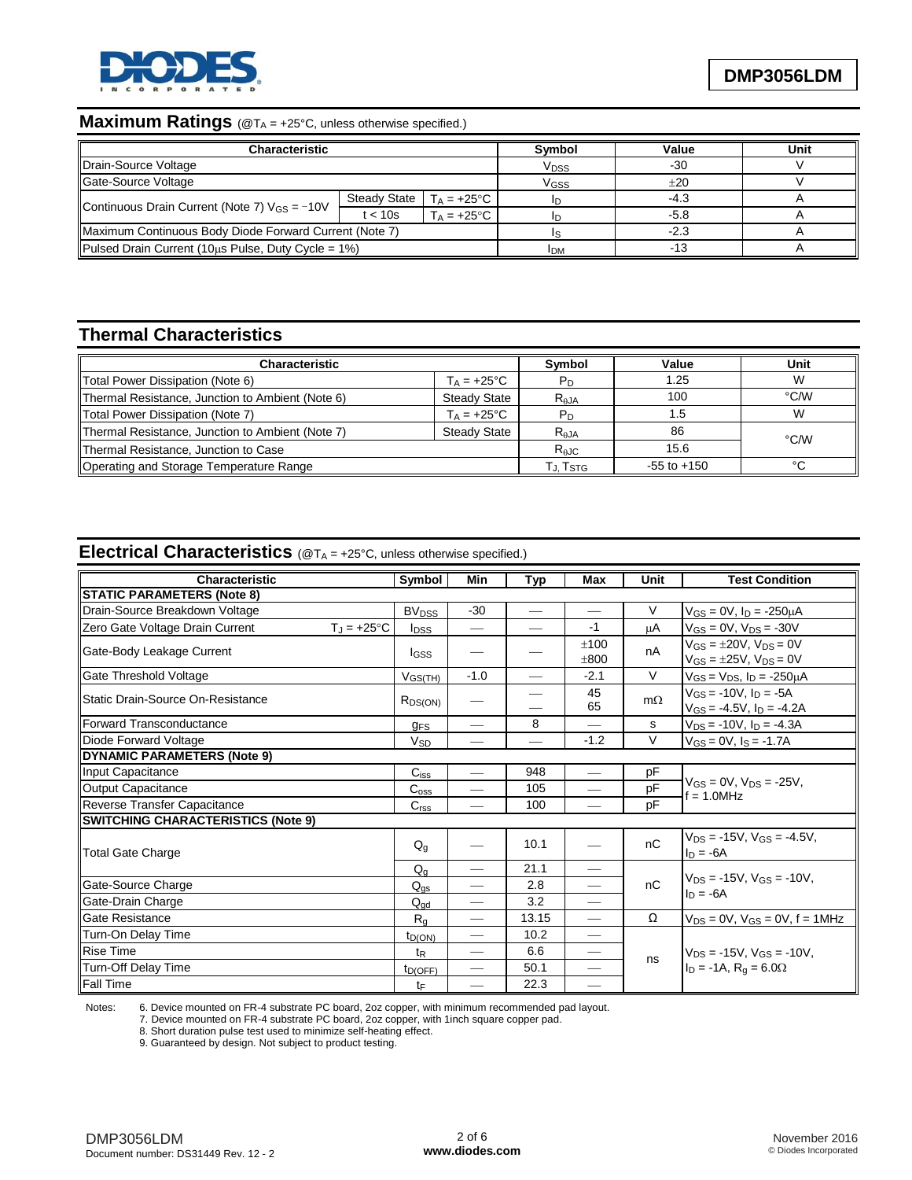## Maximum Ratings (@$T_A$ = +25°C, unless otherwise specified.)

| Characteristic | | | Symbol | Value | Unit |
|---|---|---|---|---|---|
| Drain-Source Voltage | | | $V_{DSS}$ | -30 | V |
| Gate-Source Voltage | | | $V_{GSS}$ | ±20 | V |
| Continuous Drain Current (Note 7) $V_{GS}$ = −10V | Steady State | $T_A$ = +25°C | $I_D$ | -4.3 | A |
| | t < 10s | $T_A$ = +25°C | $I_D$ | -5.8 | A |
| Maximum Continuous Body Diode Forward Current (Note 7) | | | $I_S$ | -2.3 | A |
| Pulsed Drain Current (10µs Pulse, Duty Cycle = 1%) | | | $I_{DM}$ | -13 | A |

## Thermal Characteristics

| Characteristic | | Symbol | Value | Unit |
|---|---|---|---|---|
| Total Power Dissipation (Note 6) | $T_A$ = +25°C | $P_D$ | 1.25 | W |
| Thermal Resistance, Junction to Ambient (Note 6) | Steady State | $R_{\theta JA}$ | 100 | °C/W |
| Total Power Dissipation (Note 7) | $T_A$ = +25°C | $P_D$ | 1.5 | W |
| Thermal Resistance, Junction to Ambient (Note 7) | Steady State | $R_{\theta JA}$ | 86 | °C/W |
| Thermal Resistance, Junction to Case | | $R_{\theta JC}$ | 15.6 | °C/W |
| Operating and Storage Temperature Range | | $T_J, T_{STG}$ | -55 to +150 | °C |

## Electrical Characteristics (@$T_A$ = +25°C, unless otherwise specified.)

| Characteristic | Symbol | Min | Typ | Max | Unit | Test Condition |
|---|---|---|---|---|---|---|
| **STATIC PARAMETERS (Note 8)** | | | | | | |
| Drain-Source Breakdown Voltage | $BV_{DSS}$ | -30 | — | — | V | $V_{GS}$ = 0V, $I_D$ = -250µA |
| Zero Gate Voltage Drain Current $T_J$ = +25°C | $I_{DSS}$ | — | — | -1 | µA | $V_{GS}$ = 0V, $V_{DS}$ = -30V |
| Gate-Body Leakage Current | $I_{GSS}$ | — | — | ±100<br>±800 | nA | $V_{GS}$ = ±20V, $V_{DS}$ = 0V<br>$V_{GS}$ = ±25V, $V_{DS}$ = 0V |
| Gate Threshold Voltage | $V_{GS(TH)}$ | -1.0 | — | -2.1 | V | $V_{GS}$ = $V_{DS}$, $I_D$ = -250µA |
| Static Drain-Source On-Resistance | $R_{DS(ON)}$ | — | —<br>— | 45<br>65 | mΩ | $V_{GS}$ = -10V, $I_D$ = -5A<br>$V_{GS}$ = -4.5V, $I_D$ = -4.2A |
| Forward Transconductance | $g_{FS}$ | — | 8 | — | s | $V_{DS}$ = -10V, $I_D$ = -4.3A |
| Diode Forward Voltage | $V_{SD}$ | — | — | -1.2 | V | $V_{GS}$ = 0V, $I_S$ = -1.7A |
| **DYNAMIC PARAMETERS (Note 9)** | | | | | | |
| Input Capacitance | $C_{iss}$ | — | 948 | — | pF | $V_{GS}$ = 0V, $V_{DS}$ = -25V, f = 1.0MHz |
| Output Capacitance | $C_{oss}$ | — | 105 | — | pF | |
| Reverse Transfer Capacitance | $C_{rss}$ | — | 100 | — | pF | |
| **SWITCHING CHARACTERISTICS (Note 9)** | | | | | | |
| Total Gate Charge | $Q_g$ | — | 10.1 | — | nC | $V_{DS}$ = -15V, $V_{GS}$ = -4.5V, $I_D$ = -6A |
| | $Q_g$ | — | 21.1 | — | nC | $V_{DS}$ = -15V, $V_{GS}$ = -10V, $I_D$ = -6A |
| Gate-Source Charge | $Q_{gs}$ | — | 2.8 | — | | |
| Gate-Drain Charge | $Q_{gd}$ | — | 3.2 | — | | |
| Gate Resistance | $R_g$ | — | 13.15 | — | Ω | $V_{DS}$ = 0V, $V_{GS}$ = 0V, f = 1MHz |
| Turn-On Delay Time | $t_{D(ON)}$ | — | 10.2 | — | ns | $V_{DS}$ = -15V, $V_{GS}$ = -10V, $I_D$ = -1A, $R_g$ = 6.0Ω |
| Rise Time | $t_R$ | — | 6.6 | — | | |
| Turn-Off Delay Time | $t_{D(OFF)}$ | — | 50.1 | — | | |
| Fall Time | $t_F$ | — | 22.3 | — | | |

Notes:
6. Device mounted on FR-4 substrate PC board, 2oz copper, with minimum recommended pad layout.
7. Device mounted on FR-4 substrate PC board, 2oz copper, with 1inch square copper pad.
8. Short duration pulse test used to minimize self-heating effect.
9. Guaranteed by design. Not subject to product testing.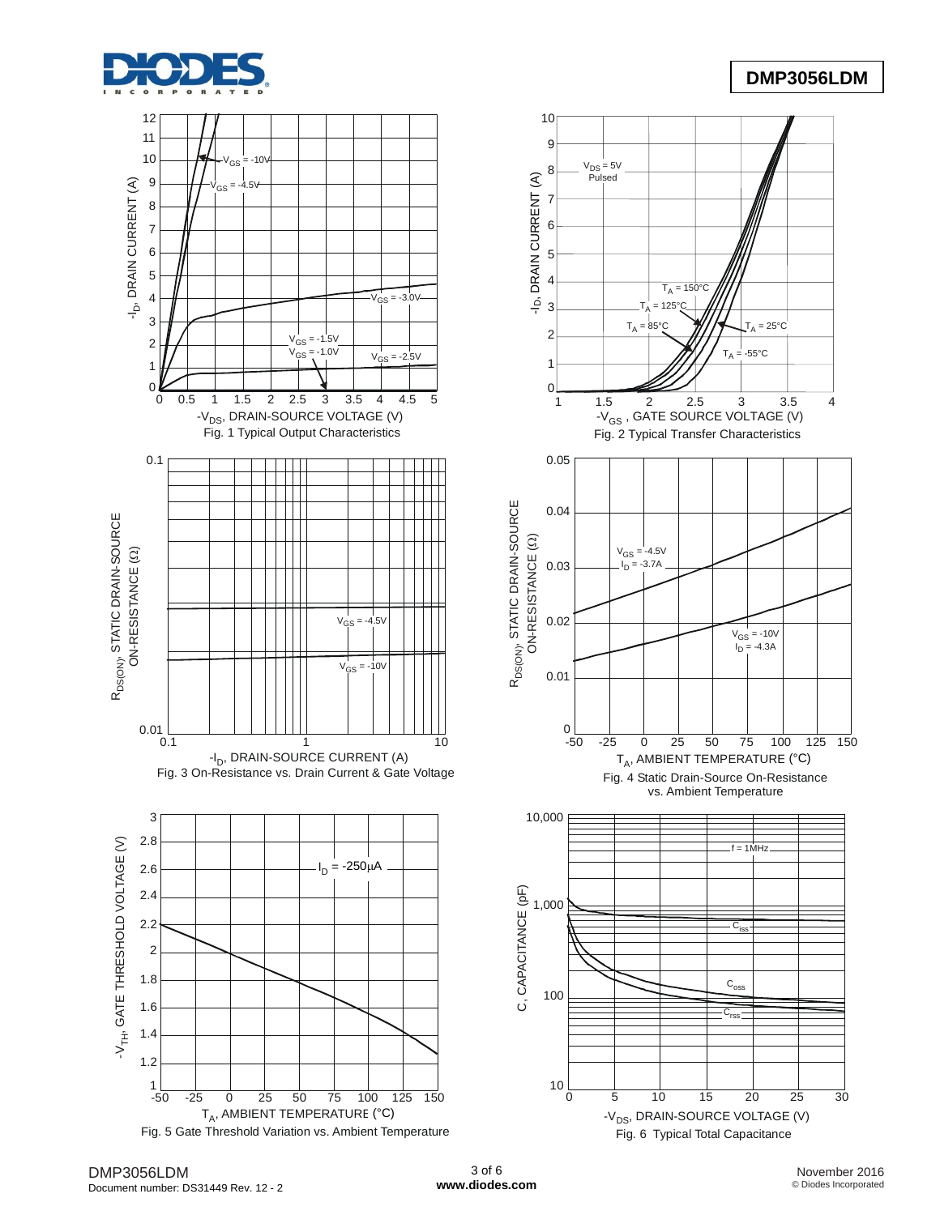Fig. 1 Typical Output Characteristics

Fig. 2 Typical Transfer Characteristics

Fig. 3 On-Resistance vs. Drain Current & Gate Voltage

Fig. 4 Static Drain-Source On-Resistance vs. Ambient Temperature

Fig. 5 Gate Threshold Variation vs. Ambient Temperature

Fig. 6 Typical Total Capacitance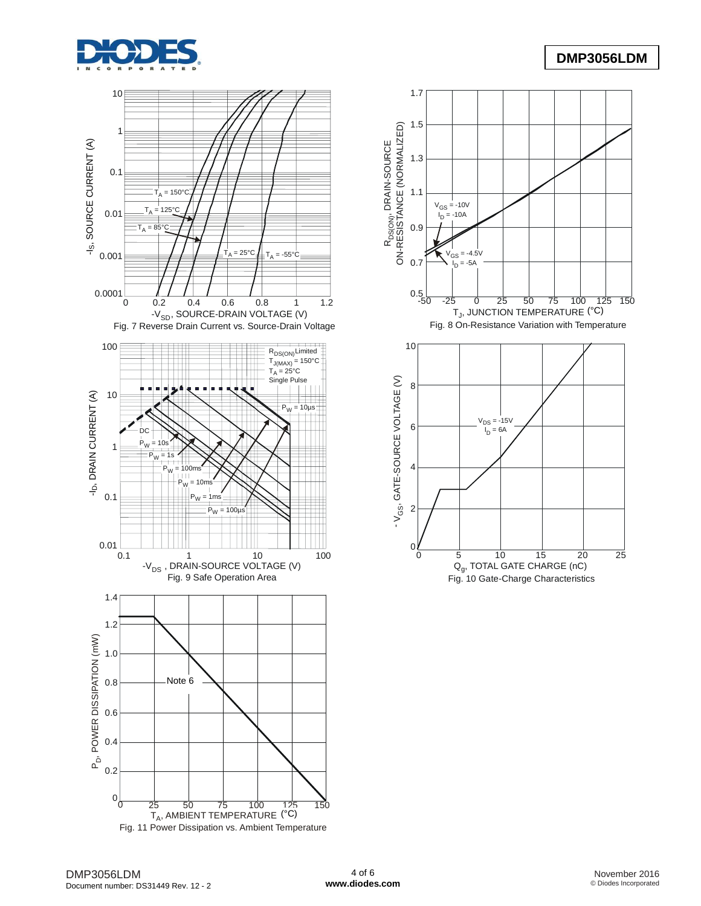Fig. 7 Reverse Drain Current vs. Source-Drain Voltage

Fig. 8 On-Resistance Variation with Temperature

Fig. 9 Safe Operation Area

Fig. 10 Gate-Charge Characteristics

Fig. 11 Power Dissipation vs. Ambient Temperature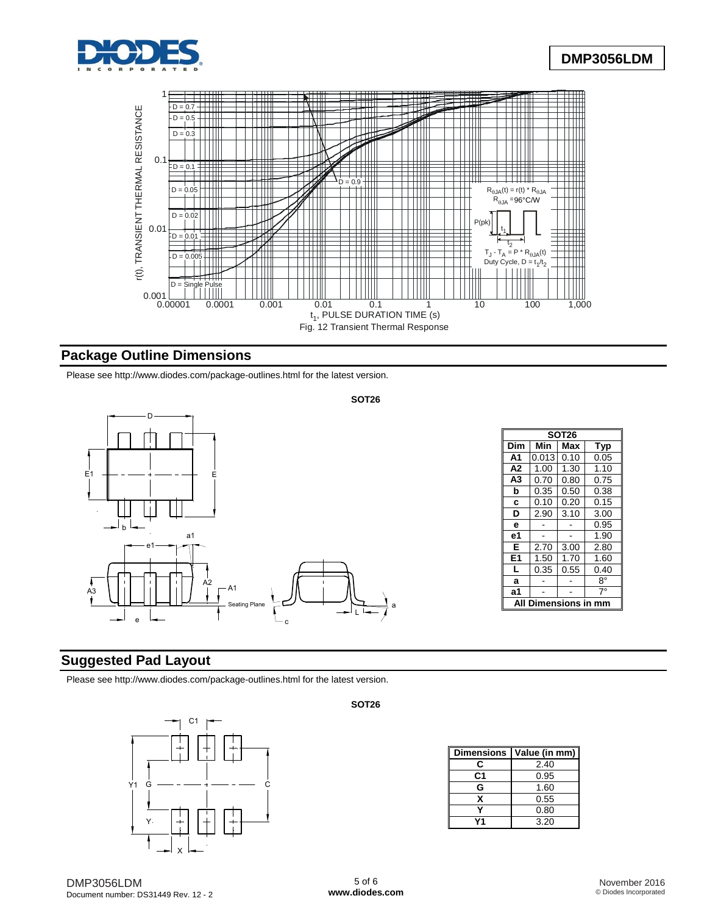Fig. 12 Transient Thermal Response

## Package Outline Dimensions

Please see http://www.diodes.com/package-outlines.html for the latest version.

**SOT26**

| SOT26 | | | |
|---|---|---|---|
| **Dim** | **Min** | **Max** | **Typ** |
| **A1** | 0.013 | 0.10 | 0.05 |
| **A2** | 1.00 | 1.30 | 1.10 |
| **A3** | 0.70 | 0.80 | 0.75 |
| **b** | 0.35 | 0.50 | 0.38 |
| **c** | 0.10 | 0.20 | 0.15 |
| **D** | 2.90 | 3.10 | 3.00 |
| **e** | - | - | 0.95 |
| **e1** | - | - | 1.90 |
| **E** | 2.70 | 3.00 | 2.80 |
| **E1** | 1.50 | 1.70 | 1.60 |
| **L** | 0.35 | 0.55 | 0.40 |
| **a** | - | - | 8° |
| **a1** | - | - | 7° |
| **All Dimensions in mm** | | | |

## Suggested Pad Layout

Please see http://www.diodes.com/package-outlines.html for the latest version.

**SOT26**

| Dimensions | Value (in mm) |
|---|---|
| **C** | 2.40 |
| **C1** | 0.95 |
| **G** | 1.60 |
| **X** | 0.55 |
| **Y** | 0.80 |
| **Y1** | 3.20 |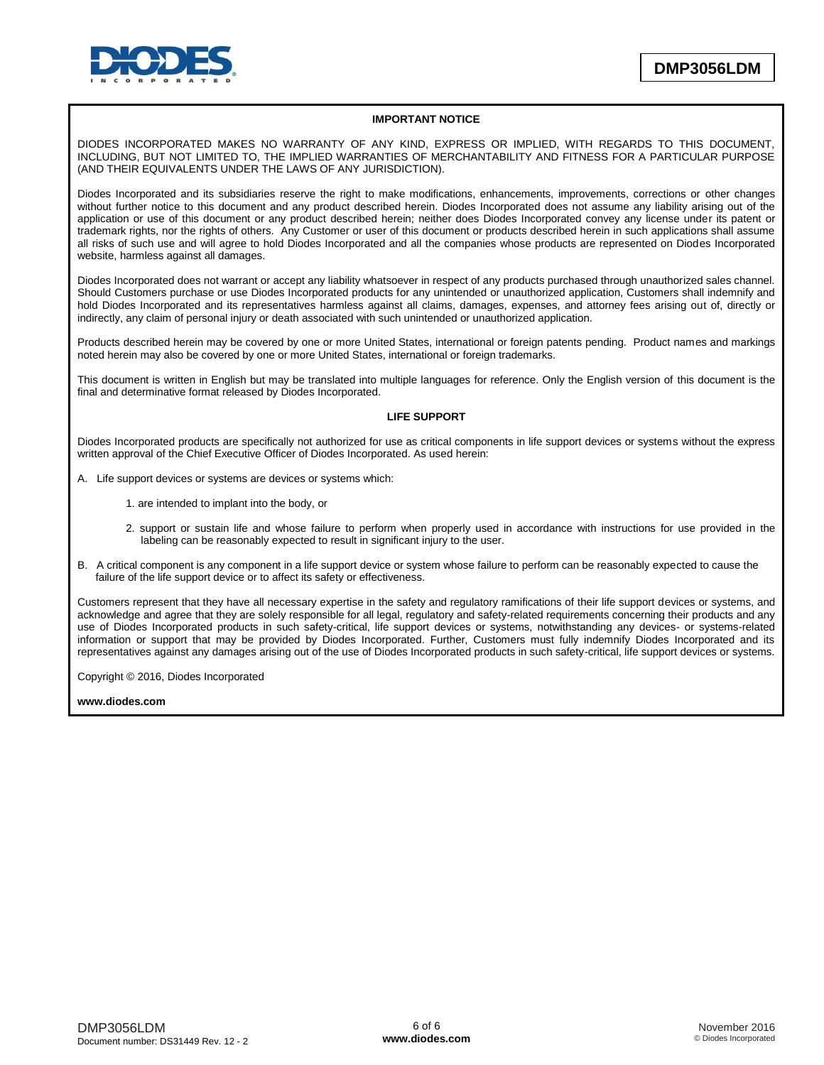## IMPORTANT NOTICE

DIODES INCORPORATED MAKES NO WARRANTY OF ANY KIND, EXPRESS OR IMPLIED, WITH REGARDS TO THIS DOCUMENT, INCLUDING, BUT NOT LIMITED TO, THE IMPLIED WARRANTIES OF MERCHANTABILITY AND FITNESS FOR A PARTICULAR PURPOSE (AND THEIR EQUIVALENTS UNDER THE LAWS OF ANY JURISDICTION).

Diodes Incorporated and its subsidiaries reserve the right to make modifications, enhancements, improvements, corrections or other changes without further notice to this document and any product described herein. Diodes Incorporated does not assume any liability arising out of the application or use of this document or any product described herein; neither does Diodes Incorporated convey any license under its patent or trademark rights, nor the rights of others. Any Customer or user of this document or products described herein in such applications shall assume all risks of such use and will agree to hold Diodes Incorporated and all the companies whose products are represented on Diodes Incorporated website, harmless against all damages.

Diodes Incorporated does not warrant or accept any liability whatsoever in respect of any products purchased through unauthorized sales channel. Should Customers purchase or use Diodes Incorporated products for any unintended or unauthorized application, Customers shall indemnify and hold Diodes Incorporated and its representatives harmless against all claims, damages, expenses, and attorney fees arising out of, directly or indirectly, any claim of personal injury or death associated with such unintended or unauthorized application.

Products described herein may be covered by one or more United States, international or foreign patents pending. Product names and markings noted herein may also be covered by one or more United States, international or foreign trademarks.

This document is written in English but may be translated into multiple languages for reference. Only the English version of this document is the final and determinative format released by Diodes Incorporated.

## LIFE SUPPORT

Diodes Incorporated products are specifically not authorized for use as critical components in life support devices or systems without the express written approval of the Chief Executive Officer of Diodes Incorporated. As used herein:

A. Life support devices or systems are devices or systems which:

1. are intended to implant into the body, or
2. support or sustain life and whose failure to perform when properly used in accordance with instructions for use provided in the labeling can be reasonably expected to result in significant injury to the user.

B. A critical component is any component in a life support device or system whose failure to perform can be reasonably expected to cause the failure of the life support device or to affect its safety or effectiveness.

Customers represent that they have all necessary expertise in the safety and regulatory ramifications of their life support devices or systems, and acknowledge and agree that they are solely responsible for all legal, regulatory and safety-related requirements concerning their products and any use of Diodes Incorporated products in such safety-critical, life support devices or systems, notwithstanding any devices- or systems-related information or support that may be provided by Diodes Incorporated. Further, Customers must fully indemnify Diodes Incorporated and its representatives against any damages arising out of the use of Diodes Incorporated products in such safety-critical, life support devices or systems.

Copyright © 2016, Diodes Incorporated

**www.diodes.com**